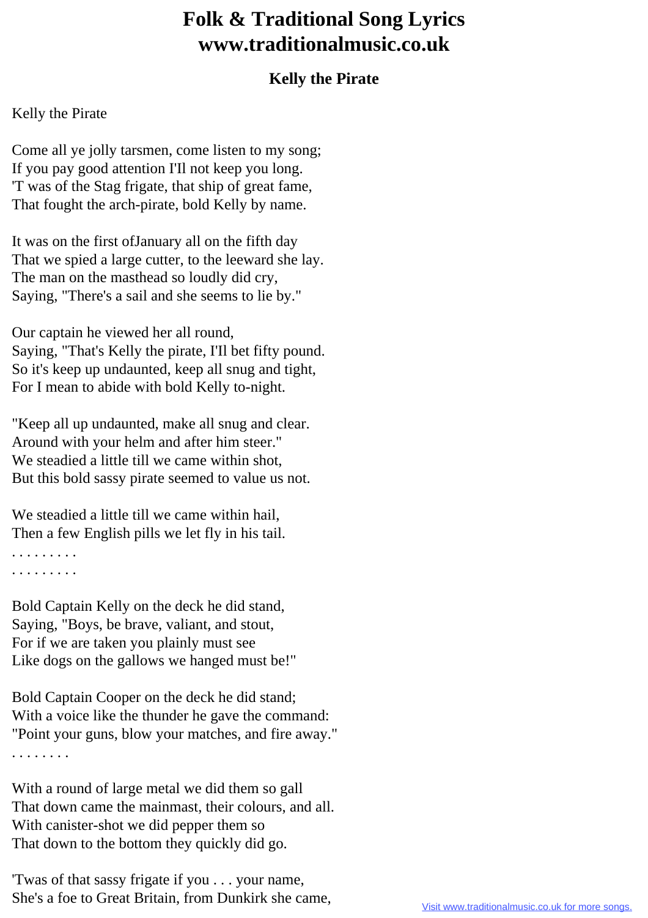# Folk & Traditional Song Lyrics
# www.traditionalmusic.co.uk

### Kelly the Pirate

Kelly the Pirate

Come all ye jolly tarsmen, come listen to my song;
If you pay good attention I'Il not keep you long.
'T was of the Stag frigate, that ship of great fame,
That fought the arch-pirate, bold Kelly by name.

It was on the first ofJanuary all on the fifth day
That we spied a large cutter, to the leeward she lay.
The man on the masthead so loudly did cry,
Saying, "There's a sail and she seems to lie by."

Our captain he viewed her all round,
Saying, "That's Kelly the pirate, I'Il bet fifty pound.
So it's keep up undaunted, keep all snug and tight,
For I mean to abide with bold Kelly to-night.

"Keep all up undaunted, make all snug and clear.
Around with your helm and after him steer."
We steadied a little till we came within shot,
But this bold sassy pirate seemed to value us not.

We steadied a little till we came within hail,
Then a few English pills we let fly in his tail.
. . . . . . . . .
. . . . . . . . .

Bold Captain Kelly on the deck he did stand,
Saying, "Boys, be brave, valiant, and stout,
For if we are taken you plainly must see
Like dogs on the gallows we hanged must be!"

Bold Captain Cooper on the deck he did stand;
With a voice like the thunder he gave the command:
"Point your guns, blow your matches, and fire away."
. . . . . . . .

With a round of large metal we did them so gall
That down came the mainmast, their colours, and all.
With canister-shot we did pepper them so
That down to the bottom they quickly did go.

'Twas of that sassy frigate if you . . . your name,
She's a foe to Great Britain, from Dunkirk she came,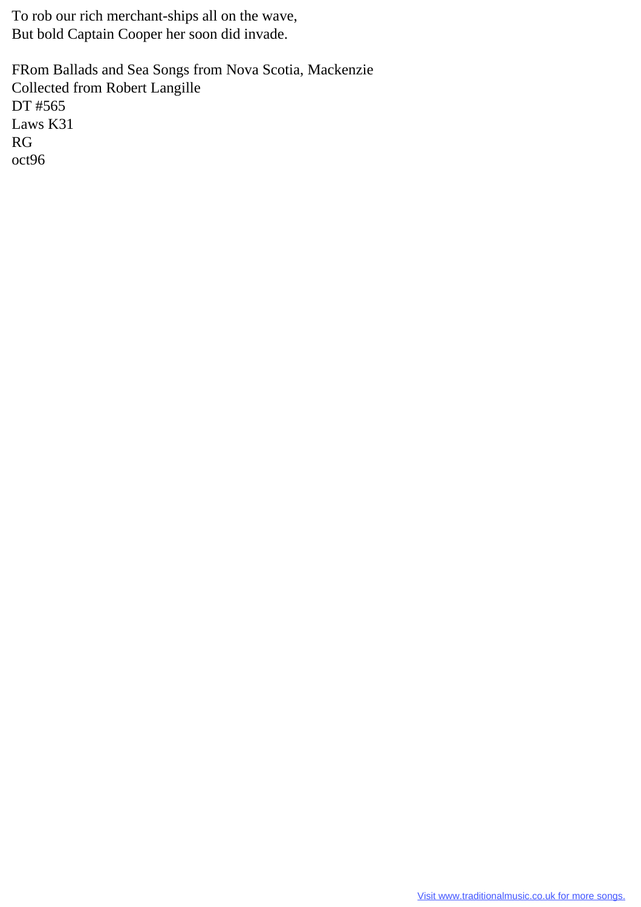To rob our rich merchant-ships all on the wave,
But bold Captain Cooper her soon did invade.

FRom Ballads and Sea Songs from Nova Scotia, Mackenzie
Collected from Robert Langille
DT #565
Laws K31
RG
oct96